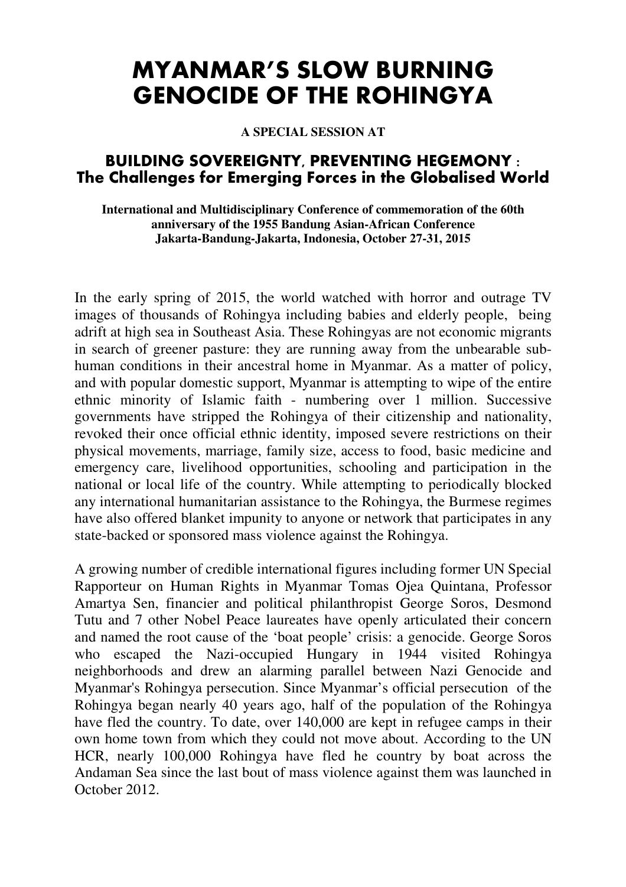# MYANMAR'S SLOW BURNING GENOCIDE OF THE ROHINGYA

**A SPECIAL SESSION AT**

## BUILDING SOVEREIGNTY, PREVENTING HEGEMONY : The Challenges for Emerging Forces in the Globalised World

**International and Multidisciplinary Conference of commemoration of the 60th anniversary of the 1955 Bandung Asian-African Conference Jakarta-Bandung-Jakarta, Indonesia, October 27-31, 2015**

In the early spring of 2015, the world watched with horror and outrage TV images of thousands of Rohingya including babies and elderly people, being adrift at high sea in Southeast Asia. These Rohingyas are not economic migrants in search of greener pasture: they are running away from the unbearable sub-human conditions in their ancestral home in Myanmar. As a matter of policy, and with popular domestic support, Myanmar is attempting to wipe of the entire ethnic minority of Islamic faith - numbering over 1 million. Successive governments have stripped the Rohingya of their citizenship and nationality, revoked their once official ethnic identity, imposed severe restrictions on their physical movements, marriage, family size, access to food, basic medicine and emergency care, livelihood opportunities, schooling and participation in the national or local life of the country. While attempting to periodically blocked any international humanitarian assistance to the Rohingya, the Burmese regimes have also offered blanket impunity to anyone or network that participates in any state-backed or sponsored mass violence against the Rohingya.

A growing number of credible international figures including former UN Special Rapporteur on Human Rights in Myanmar Tomas Ojea Quintana, Professor Amartya Sen, financier and political philanthropist George Soros, Desmond Tutu and 7 other Nobel Peace laureates have openly articulated their concern and named the root cause of the 'boat people' crisis: a genocide. George Soros who escaped the Nazi-occupied Hungary in 1944 visited Rohingya neighborhoods and drew an alarming parallel between Nazi Genocide and Myanmar's Rohingya persecution. Since Myanmar's official persecution of the Rohingya began nearly 40 years ago, half of the population of the Rohingya have fled the country. To date, over 140,000 are kept in refugee camps in their own home town from which they could not move about. According to the UN HCR, nearly 100,000 Rohingya have fled he country by boat across the Andaman Sea since the last bout of mass violence against them was launched in October 2012.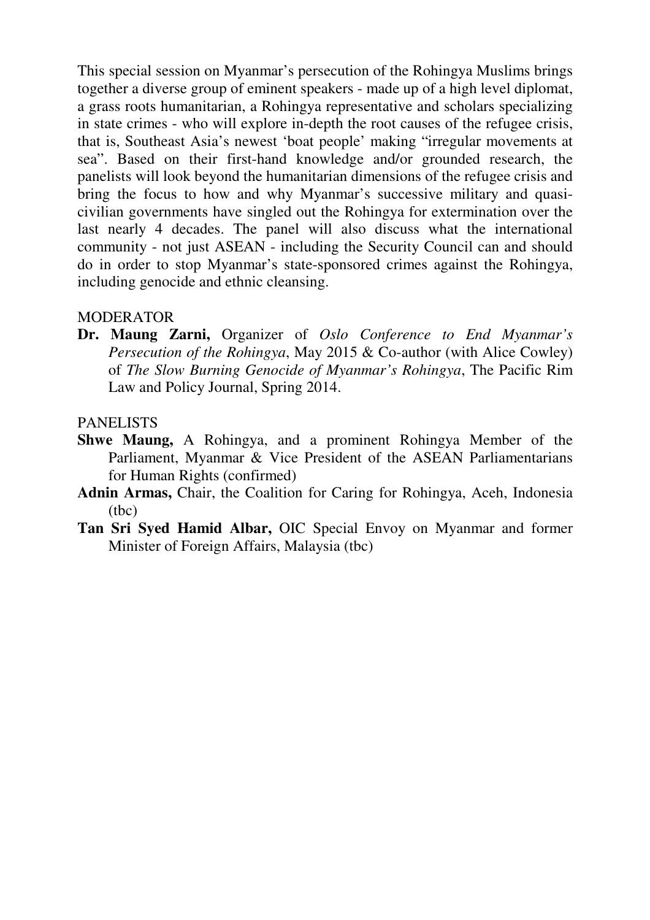This special session on Myanmar's persecution of the Rohingya Muslims brings together a diverse group of eminent speakers - made up of a high level diplomat, a grass roots humanitarian, a Rohingya representative and scholars specializing in state crimes - who will explore in-depth the root causes of the refugee crisis, that is, Southeast Asia's newest 'boat people' making "irregular movements at sea". Based on their first-hand knowledge and/or grounded research, the panelists will look beyond the humanitarian dimensions of the refugee crisis and bring the focus to how and why Myanmar's successive military and quasi-civilian governments have singled out the Rohingya for extermination over the last nearly 4 decades. The panel will also discuss what the international community - not just ASEAN - including the Security Council can and should do in order to stop Myanmar's state-sponsored crimes against the Rohingya, including genocide and ethnic cleansing.

MODERATOR

**Dr. Maung Zarni,** Organizer of *Oslo Conference to End Myanmar's Persecution of the Rohingya*, May 2015 & Co-author (with Alice Cowley) of *The Slow Burning Genocide of Myanmar's Rohingya*, The Pacific Rim Law and Policy Journal, Spring 2014.

PANELISTS

**Shwe Maung,** A Rohingya, and a prominent Rohingya Member of the Parliament, Myanmar & Vice President of the ASEAN Parliamentarians for Human Rights (confirmed)

**Adnin Armas,** Chair, the Coalition for Caring for Rohingya, Aceh, Indonesia (tbc)

**Tan Sri Syed Hamid Albar,** OIC Special Envoy on Myanmar and former Minister of Foreign Affairs, Malaysia (tbc)